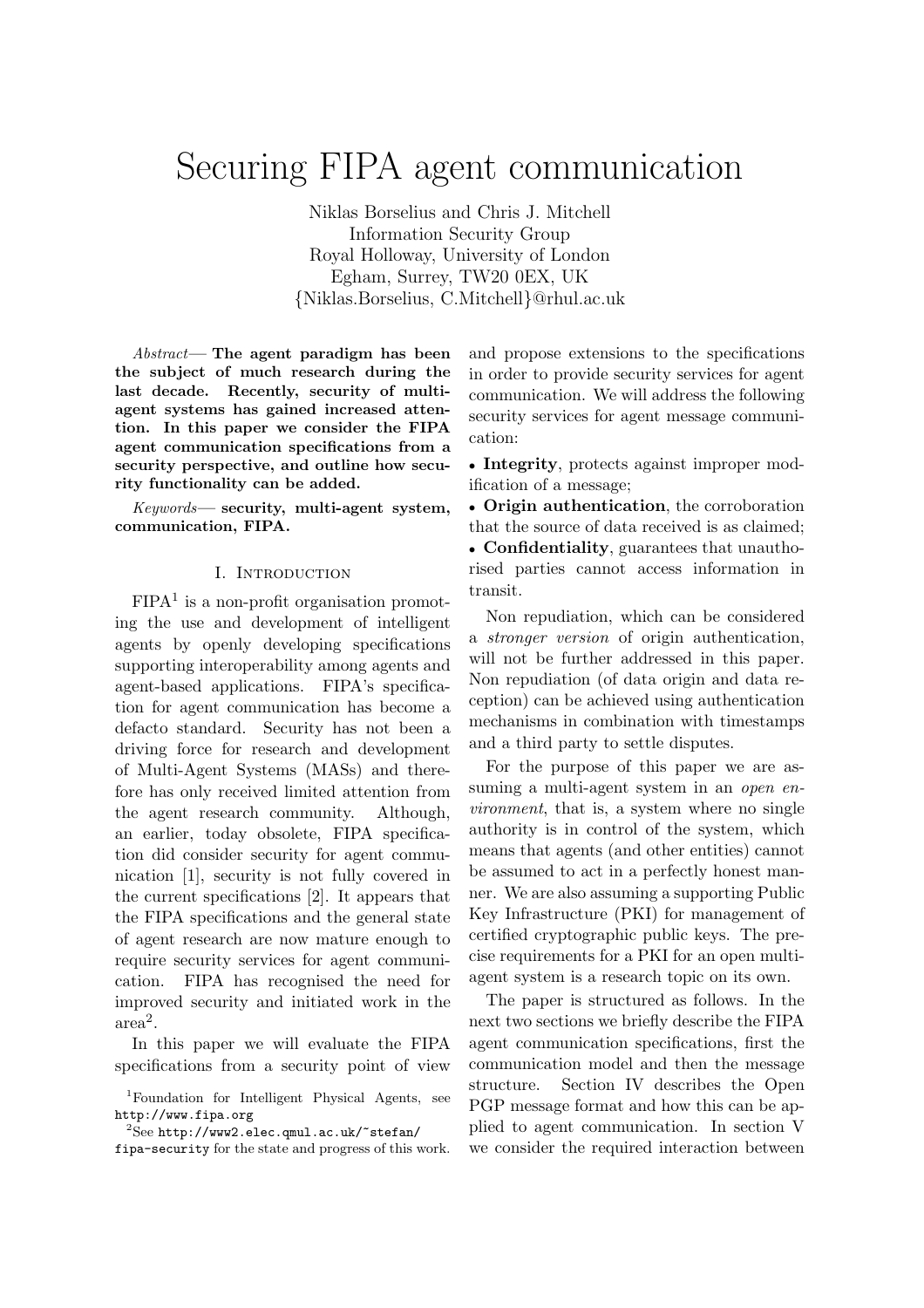# Securing FIPA agent communication

Niklas Borselius and Chris J. Mitchell
Information Security Group
Royal Holloway, University of London
Egham, Surrey, TW20 0EX, UK
{Niklas.Borselius, C.Mitchell}@rhul.ac.uk

*Abstract*— **The agent paradigm has been the subject of much research during the last decade. Recently, security of multi-agent systems has gained increased attention. In this paper we consider the FIPA agent communication specifications from a security perspective, and outline how security functionality can be added.**

*Keywords*— **security, multi-agent system, communication, FIPA.**

## I. Introduction

FIPA[1] is a non-profit organisation promoting the use and development of intelligent agents by openly developing specifications supporting interoperability among agents and agent-based applications. FIPA's specification for agent communication has become a defacto standard. Security has not been a driving force for research and development of Multi-Agent Systems (MASs) and therefore has only received limited attention from the agent research community. Although, an earlier, today obsolete, FIPA specification did consider security for agent communication [1], security is not fully covered in the current specifications [2]. It appears that the FIPA specifications and the general state of agent research are now mature enough to require security services for agent communication. FIPA has recognised the need for improved security and initiated work in the area[2].

In this paper we will evaluate the FIPA specifications from a security point of view and propose extensions to the specifications in order to provide security services for agent communication. We will address the following security services for agent message communication:

- **Integrity**, protects against improper modification of a message;
- **Origin authentication**, the corroboration that the source of data received is as claimed;
- **Confidentiality**, guarantees that unauthorised parties cannot access information in transit.

Non repudiation, which can be considered a *stronger version* of origin authentication, will not be further addressed in this paper. Non repudiation (of data origin and data reception) can be achieved using authentication mechanisms in combination with timestamps and a third party to settle disputes.

For the purpose of this paper we are assuming a multi-agent system in an *open environment*, that is, a system where no single authority is in control of the system, which means that agents (and other entities) cannot be assumed to act in a perfectly honest manner. We are also assuming a supporting Public Key Infrastructure (PKI) for management of certified cryptographic public keys. The precise requirements for a PKI for an open multi-agent system is a research topic on its own.

The paper is structured as follows. In the next two sections we briefly describe the FIPA agent communication specifications, first the communication model and then the message structure. Section IV describes the Open PGP message format and how this can be applied to agent communication. In section V we consider the required interaction between

[1] Foundation for Intelligent Physical Agents, see `http://www.fipa.org`

[2] See `http://www2.elec.qmul.ac.uk/~stefan/fipa-security` for the state and progress of this work.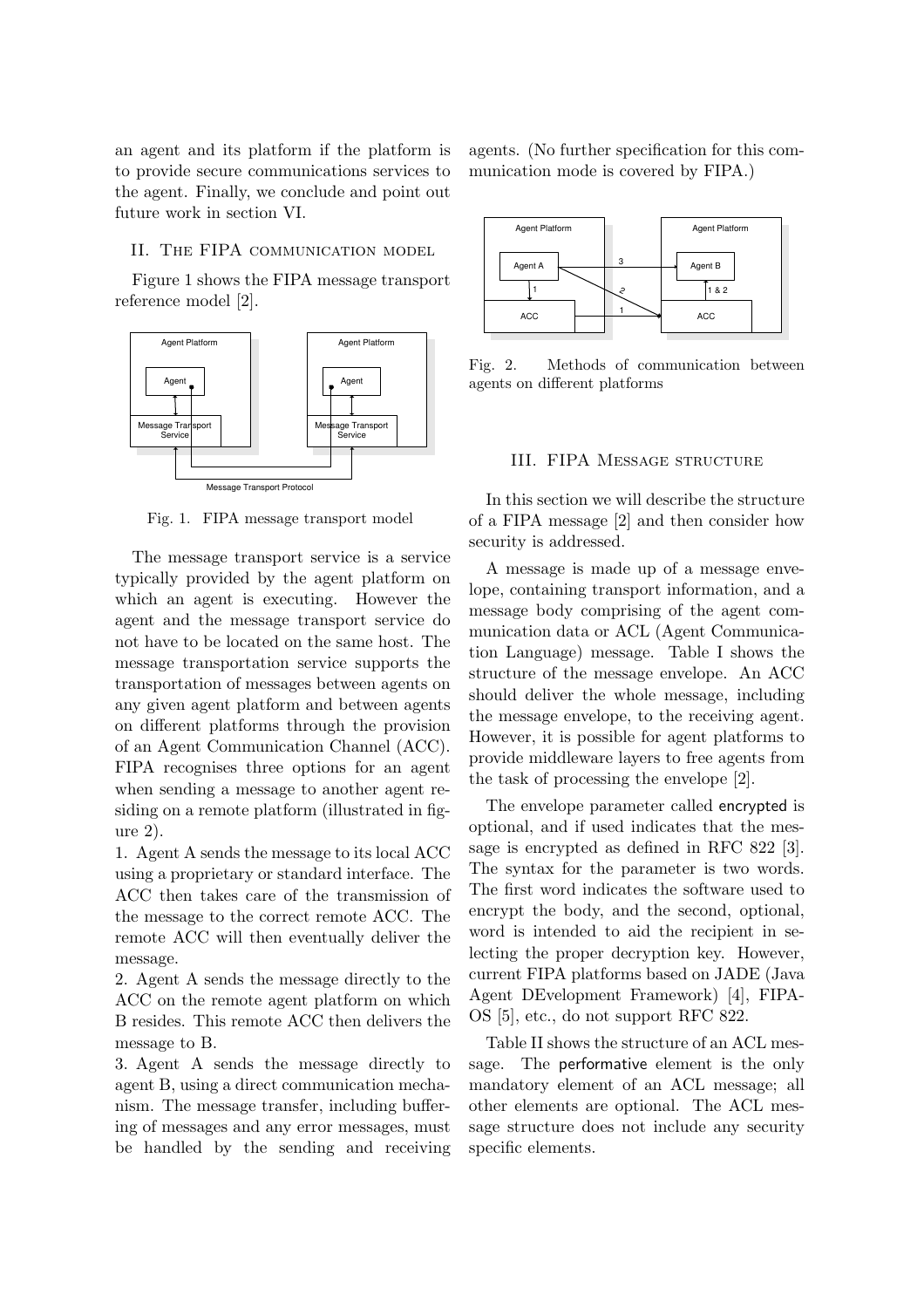an agent and its platform if the platform is to provide secure communications services to the agent. Finally, we conclude and point out future work in section VI.

## II. The FIPA communication model

Figure 1 shows the FIPA message transport reference model [2].

Fig. 1. FIPA message transport model

The message transport service is a service typically provided by the agent platform on which an agent is executing. However the agent and the message transport service do not have to be located on the same host. The message transportation service supports the transportation of messages between agents on any given agent platform and between agents on different platforms through the provision of an Agent Communication Channel (ACC). FIPA recognises three options for an agent when sending a message to another agent residing on a remote platform (illustrated in figure 2).

1. Agent A sends the message to its local ACC using a proprietary or standard interface. The ACC then takes care of the transmission of the message to the correct remote ACC. The remote ACC will then eventually deliver the message.
2. Agent A sends the message directly to the ACC on the remote agent platform on which B resides. This remote ACC then delivers the message to B.
3. Agent A sends the message directly to agent B, using a direct communication mechanism. The message transfer, including buffering of messages and any error messages, must be handled by the sending and receiving agents. (No further specification for this communication mode is covered by FIPA.)

Fig. 2. Methods of communication between agents on different platforms

## III. FIPA Message structure

In this section we will describe the structure of a FIPA message [2] and then consider how security is addressed.

A message is made up of a message envelope, containing transport information, and a message body comprising of the agent communication data or ACL (Agent Communication Language) message. Table I shows the structure of the message envelope. An ACC should deliver the whole message, including the message envelope, to the receiving agent. However, it is possible for agent platforms to provide middleware layers to free agents from the task of processing the envelope [2].

The envelope parameter called encrypted is optional, and if used indicates that the message is encrypted as defined in RFC 822 [3]. The syntax for the parameter is two words. The first word indicates the software used to encrypt the body, and the second, optional, word is intended to aid the recipient in selecting the proper decryption key. However, current FIPA platforms based on JADE (Java Agent DEvelopment Framework) [4], FIPA-OS [5], etc., do not support RFC 822.

Table II shows the structure of an ACL message. The performative element is the only mandatory element of an ACL message; all other elements are optional. The ACL message structure does not include any security specific elements.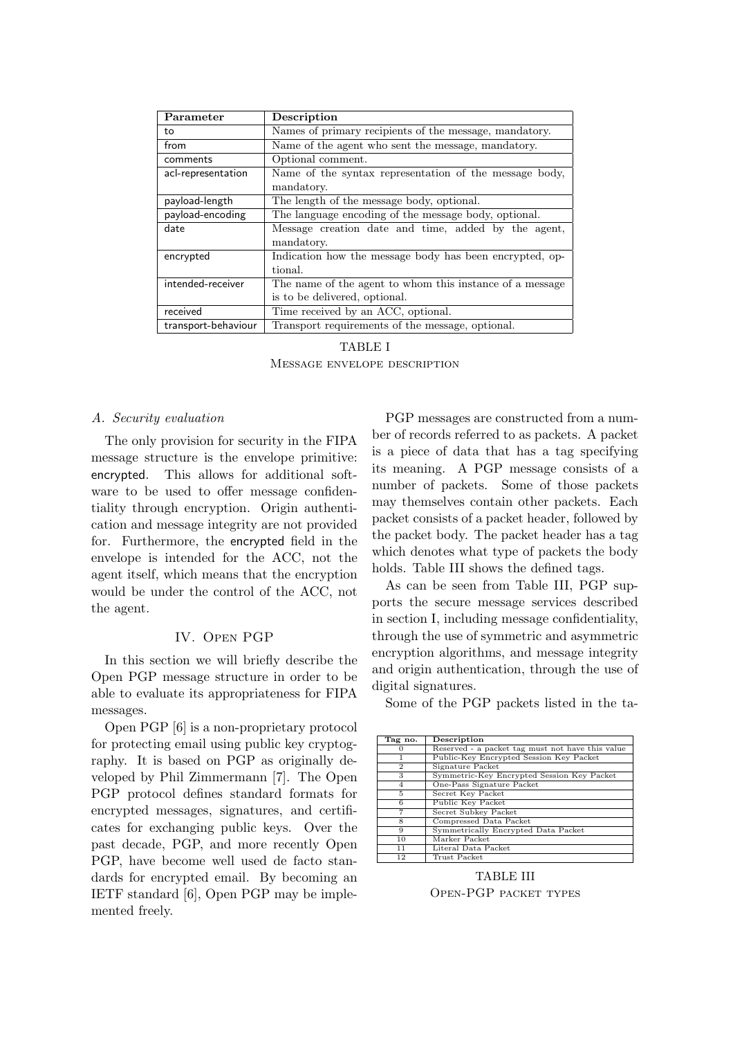| Parameter | Description |
|---|---|
| to | Names of primary recipients of the message, mandatory. |
| from | Name of the agent who sent the message, mandatory. |
| comments | Optional comment. |
| acl-representation | Name of the syntax representation of the message body, mandatory. |
| payload-length | The length of the message body, optional. |
| payload-encoding | The language encoding of the message body, optional. |
| date | Message creation date and time, added by the agent, mandatory. |
| encrypted | Indication how the message body has been encrypted, optional. |
| intended-receiver | The name of the agent to whom this instance of a message is to be delivered, optional. |
| received | Time received by an ACC, optional. |
| transport-behaviour | Transport requirements of the message, optional. |

TABLE I
MESSAGE ENVELOPE DESCRIPTION

### A. Security evaluation

The only provision for security in the FIPA message structure is the envelope primitive: encrypted. This allows for additional software to be used to offer message confidentiality through encryption. Origin authentication and message integrity are not provided for. Furthermore, the encrypted field in the envelope is intended for the ACC, not the agent itself, which means that the encryption would be under the control of the ACC, not the agent.

## IV. OPEN PGP

In this section we will briefly describe the Open PGP message structure in order to be able to evaluate its appropriateness for FIPA messages.

Open PGP [6] is a non-proprietary protocol for protecting email using public key cryptography. It is based on PGP as originally developed by Phil Zimmermann [7]. The Open PGP protocol defines standard formats for encrypted messages, signatures, and certificates for exchanging public keys. Over the past decade, PGP, and more recently Open PGP, have become well used de facto standards for encrypted email. By becoming an IETF standard [6], Open PGP may be implemented freely.

PGP messages are constructed from a number of records referred to as packets. A packet is a piece of data that has a tag specifying its meaning. A PGP message consists of a number of packets. Some of those packets may themselves contain other packets. Each packet consists of a packet header, followed by the packet body. The packet header has a tag which denotes what type of packets the body holds. Table III shows the defined tags.

As can be seen from Table III, PGP supports the secure message services described in section I, including message confidentiality, through the use of symmetric and asymmetric encryption algorithms, and message integrity and origin authentication, through the use of digital signatures.

Some of the PGP packets listed in the ta-

| Tag no. | Description |
|---|---|
| 0 | Reserved - a packet tag must not have this value |
| 1 | Public-Key Encrypted Session Key Packet |
| 2 | Signature Packet |
| 3 | Symmetric-Key Encrypted Session Key Packet |
| 4 | One-Pass Signature Packet |
| 5 | Secret Key Packet |
| 6 | Public Key Packet |
| 7 | Secret Subkey Packet |
| 8 | Compressed Data Packet |
| 9 | Symmetrically Encrypted Data Packet |
| 10 | Marker Packet |
| 11 | Literal Data Packet |
| 12 | Trust Packet |

TABLE III
OPEN-PGP PACKET TYPES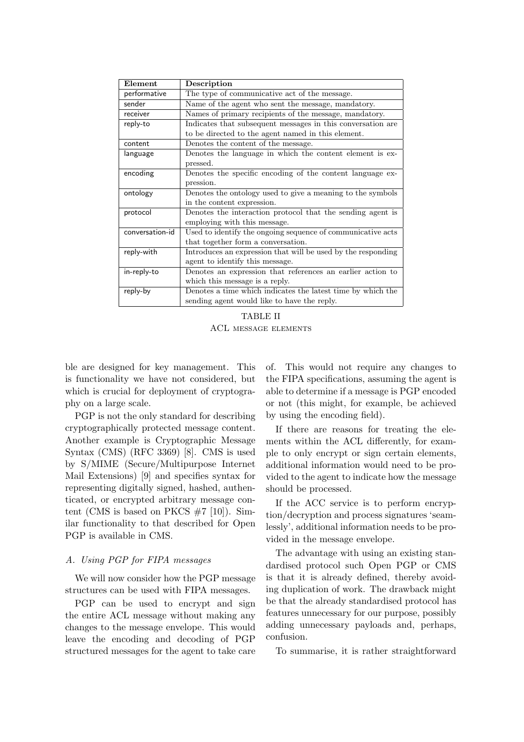| Element | Description |
|---|---|
| performative | The type of communicative act of the message. |
| sender | Name of the agent who sent the message, mandatory. |
| receiver | Names of primary recipients of the message, mandatory. |
| reply-to | Indicates that subsequent messages in this conversation are to be directed to the agent named in this element. |
| content | Denotes the content of the message. |
| language | Denotes the language in which the content element is expressed. |
| encoding | Denotes the specific encoding of the content language expression. |
| ontology | Denotes the ontology used to give a meaning to the symbols in the content expression. |
| protocol | Denotes the interaction protocol that the sending agent is employing with this message. |
| conversation-id | Used to identify the ongoing sequence of communicative acts that together form a conversation. |
| reply-with | Introduces an expression that will be used by the responding agent to identify this message. |
| in-reply-to | Denotes an expression that references an earlier action to which this message is a reply. |
| reply-by | Denotes a time which indicates the latest time by which the sending agent would like to have the reply. |

TABLE II
ACL MESSAGE ELEMENTS

ble are designed for key management. This is functionality we have not considered, but which is crucial for deployment of cryptography on a large scale.

PGP is not the only standard for describing cryptographically protected message content. Another example is Cryptographic Message Syntax (CMS) (RFC 3369) [8]. CMS is used by S/MIME (Secure/Multipurpose Internet Mail Extensions) [9] and specifies syntax for representing digitally signed, hashed, authenticated, or encrypted arbitrary message content (CMS is based on PKCS #7 [10]). Similar functionality to that described for Open PGP is available in CMS.

### A. Using PGP for FIPA messages

We will now consider how the PGP message structures can be used with FIPA messages.

PGP can be used to encrypt and sign the entire ACL message without making any changes to the message envelope. This would leave the encoding and decoding of PGP structured messages for the agent to take care of. This would not require any changes to the FIPA specifications, assuming the agent is able to determine if a message is PGP encoded or not (this might, for example, be achieved by using the encoding field).

If there are reasons for treating the elements within the ACL differently, for example to only encrypt or sign certain elements, additional information would need to be provided to the agent to indicate how the message should be processed.

If the ACC service is to perform encryption/decryption and process signatures 'seamlessly', additional information needs to be provided in the message envelope.

The advantage with using an existing standardised protocol such Open PGP or CMS is that it is already defined, thereby avoiding duplication of work. The drawback might be that the already standardised protocol has features unnecessary for our purpose, possibly adding unnecessary payloads and, perhaps, confusion.

To summarise, it is rather straightforward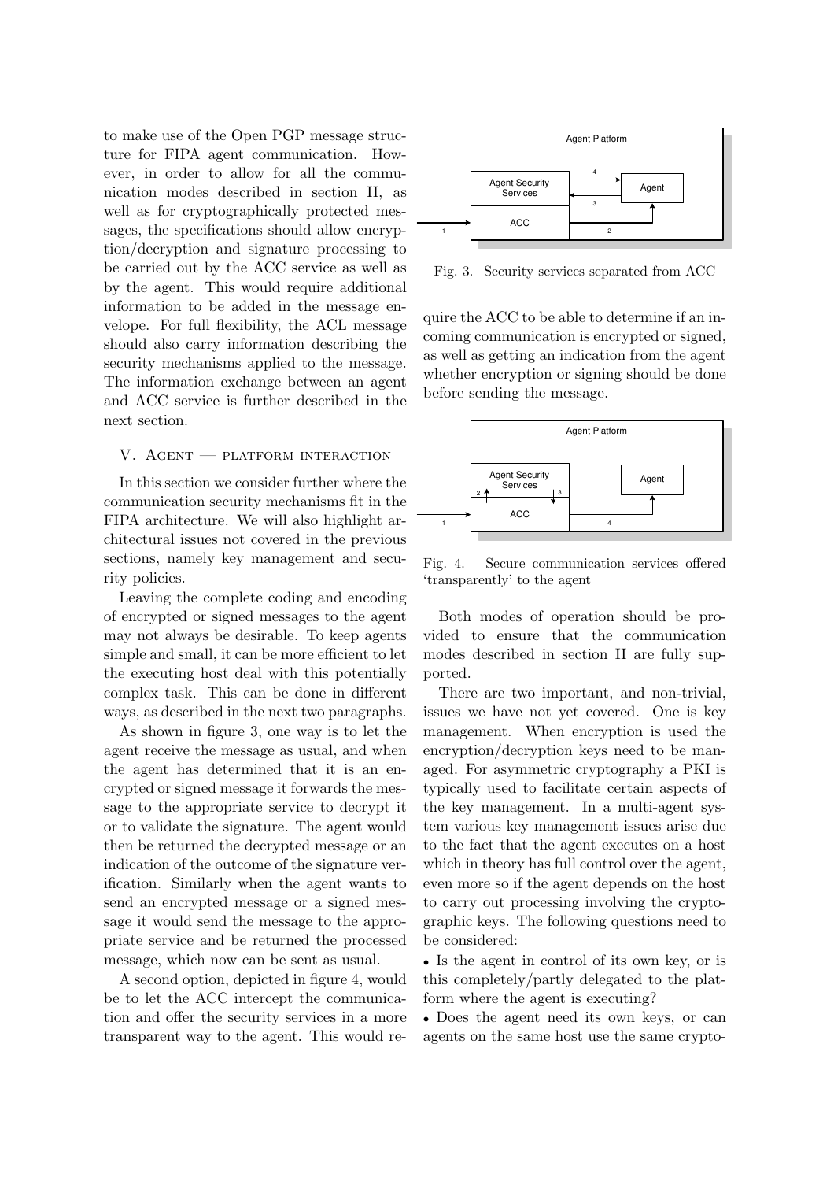to make use of the Open PGP message structure for FIPA agent communication. However, in order to allow for all the communication modes described in section II, as well as for cryptographically protected messages, the specifications should allow encryption/decryption and signature processing to be carried out by the ACC service as well as by the agent. This would require additional information to be added in the message envelope. For full flexibility, the ACL message should also carry information describing the security mechanisms applied to the message. The information exchange between an agent and ACC service is further described in the next section.

## V. Agent — platform interaction

In this section we consider further where the communication security mechanisms fit in the FIPA architecture. We will also highlight architectural issues not covered in the previous sections, namely key management and security policies.

Leaving the complete coding and encoding of encrypted or signed messages to the agent may not always be desirable. To keep agents simple and small, it can be more efficient to let the executing host deal with this potentially complex task. This can be done in different ways, as described in the next two paragraphs.

As shown in figure 3, one way is to let the agent receive the message as usual, and when the agent has determined that it is an encrypted or signed message it forwards the message to the appropriate service to decrypt it or to validate the signature. The agent would then be returned the decrypted message or an indication of the outcome of the signature verification. Similarly when the agent wants to send an encrypted message or a signed message it would send the message to the appropriate service and be returned the processed message, which now can be sent as usual.

A second option, depicted in figure 4, would be to let the ACC intercept the communication and offer the security services in a more transparent way to the agent. This would require the ACC to be able to determine if an incoming communication is encrypted or signed, as well as getting an indication from the agent whether encryption or signing should be done before sending the message.

Fig. 3. Security services separated from ACC

Fig. 4. Secure communication services offered 'transparently' to the agent

Both modes of operation should be provided to ensure that the communication modes described in section II are fully supported.

There are two important, and non-trivial, issues we have not yet covered. One is key management. When encryption is used the encryption/decryption keys need to be managed. For asymmetric cryptography a PKI is typically used to facilitate certain aspects of the key management. In a multi-agent system various key management issues arise due to the fact that the agent executes on a host which in theory has full control over the agent, even more so if the agent depends on the host to carry out processing involving the cryptographic keys. The following questions need to be considered:

- Is the agent in control of its own key, or is this completely/partly delegated to the platform where the agent is executing?
- Does the agent need its own keys, or can agents on the same host use the same crypto-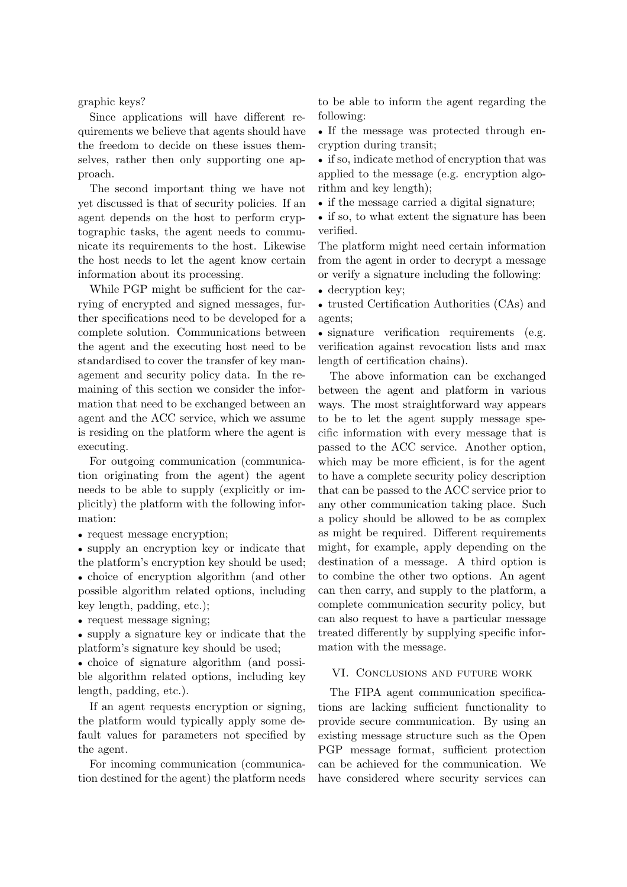graphic keys?

Since applications will have different requirements we believe that agents should have the freedom to decide on these issues themselves, rather then only supporting one approach.

The second important thing we have not yet discussed is that of security policies. If an agent depends on the host to perform cryptographic tasks, the agent needs to communicate its requirements to the host. Likewise the host needs to let the agent know certain information about its processing.

While PGP might be sufficient for the carrying of encrypted and signed messages, further specifications need to be developed for a complete solution. Communications between the agent and the executing host need to be standardised to cover the transfer of key management and security policy data. In the remaining of this section we consider the information that need to be exchanged between an agent and the ACC service, which we assume is residing on the platform where the agent is executing.

For outgoing communication (communication originating from the agent) the agent needs to be able to supply (explicitly or implicitly) the platform with the following information:

- request message encryption;
- supply an encryption key or indicate that the platform's encryption key should be used;
- choice of encryption algorithm (and other possible algorithm related options, including key length, padding, etc.);
- request message signing;
- supply a signature key or indicate that the platform's signature key should be used;
- choice of signature algorithm (and possible algorithm related options, including key length, padding, etc.).

If an agent requests encryption or signing, the platform would typically apply some default values for parameters not specified by the agent.

For incoming communication (communication destined for the agent) the platform needs to be able to inform the agent regarding the following:

- If the message was protected through encryption during transit;
- if so, indicate method of encryption that was applied to the message (e.g. encryption algorithm and key length);
- if the message carried a digital signature;
- if so, to what extent the signature has been verified.

The platform might need certain information from the agent in order to decrypt a message or verify a signature including the following:

- decryption key;
- trusted Certification Authorities (CAs) and agents;
- signature verification requirements (e.g. verification against revocation lists and max length of certification chains).

The above information can be exchanged between the agent and platform in various ways. The most straightforward way appears to be to let the agent supply message specific information with every message that is passed to the ACC service. Another option, which may be more efficient, is for the agent to have a complete security policy description that can be passed to the ACC service prior to any other communication taking place. Such a policy should be allowed to be as complex as might be required. Different requirements might, for example, apply depending on the destination of a message. A third option is to combine the other two options. An agent can then carry, and supply to the platform, a complete communication security policy, but can also request to have a particular message treated differently by supplying specific information with the message.

## VI. Conclusions and future work

The FIPA agent communication specifications are lacking sufficient functionality to provide secure communication. By using an existing message structure such as the Open PGP message format, sufficient protection can be achieved for the communication. We have considered where security services can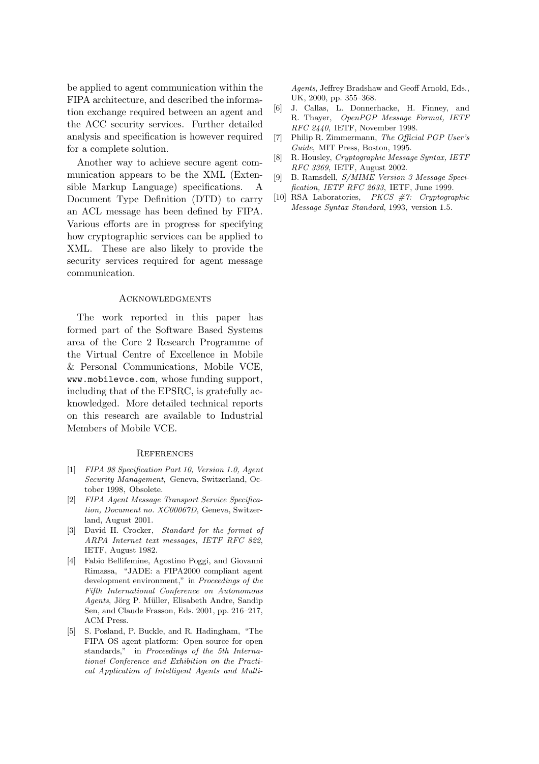be applied to agent communication within the FIPA architecture, and described the information exchange required between an agent and the ACC security services. Further detailed analysis and specification is however required for a complete solution.

Another way to achieve secure agent communication appears to be the XML (Extensible Markup Language) specifications. A Document Type Definition (DTD) to carry an ACL message has been defined by FIPA. Various efforts are in progress for specifying how cryptographic services can be applied to XML. These are also likely to provide the security services required for agent message communication.

## Acknowledgments

The work reported in this paper has formed part of the Software Based Systems area of the Core 2 Research Programme of the Virtual Centre of Excellence in Mobile & Personal Communications, Mobile VCE, `www.mobilevce.com`, whose funding support, including that of the EPSRC, is gratefully acknowledged. More detailed technical reports on this research are available to Industrial Members of Mobile VCE.

## References

[1] *FIPA 98 Specification Part 10, Version 1.0, Agent Security Management*, Geneva, Switzerland, October 1998, Obsolete.

[2] *FIPA Agent Message Transport Service Specification, Document no. XC00067D*, Geneva, Switzerland, August 2001.

[3] David H. Crocker, *Standard for the format of ARPA Internet text messages, IETF RFC 822*, IETF, August 1982.

[4] Fabio Bellifemine, Agostino Poggi, and Giovanni Rimassa, "JADE: a FIPA2000 compliant agent development environment," in *Proceedings of the Fifth International Conference on Autonomous Agents*, Jörg P. Müller, Elisabeth Andre, Sandip Sen, and Claude Frasson, Eds. 2001, pp. 216–217, ACM Press.

[5] S. Posland, P. Buckle, and R. Hadingham, "The FIPA OS agent platform: Open source for open standards," in *Proceedings of the 5th International Conference and Exhibition on the Practical Application of Intelligent Agents and Multi-Agents*, Jeffrey Bradshaw and Geoff Arnold, Eds., UK, 2000, pp. 355–368.

[6] J. Callas, L. Donnerhacke, H. Finney, and R. Thayer, *OpenPGP Message Format, IETF RFC 2440*, IETF, November 1998.

[7] Philip R. Zimmermann, *The Official PGP User's Guide*, MIT Press, Boston, 1995.

[8] R. Housley, *Cryptographic Message Syntax, IETF RFC 3369*, IETF, August 2002.

[9] B. Ramsdell, *S/MIME Version 3 Message Specification, IETF RFC 2633*, IETF, June 1999.

[10] RSA Laboratories, *PKCS #7: Cryptographic Message Syntax Standard*, 1993, version 1.5.